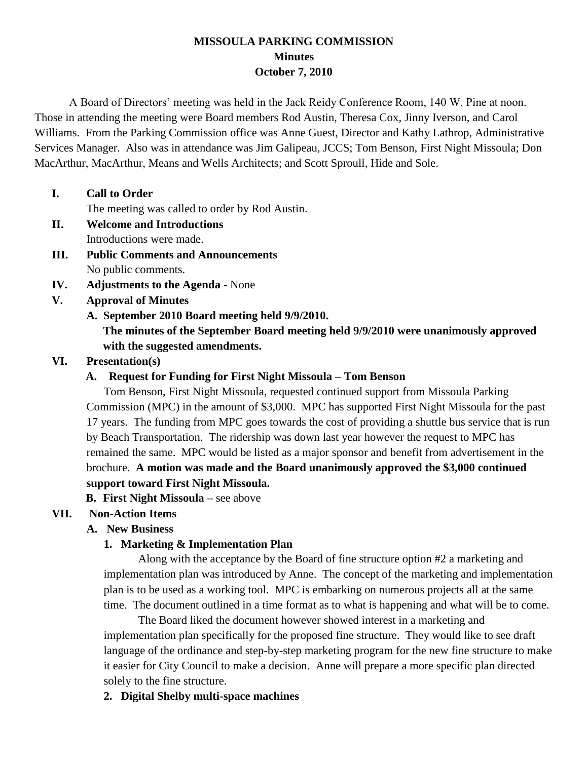# MISSOULA PARKING COMMISSION
## Minutes
## October 7, 2010

A Board of Directors' meeting was held in the Jack Reidy Conference Room, 140 W. Pine at noon. Those in attending the meeting were Board members Rod Austin, Theresa Cox, Jinny Iverson, and Carol Williams. From the Parking Commission office was Anne Guest, Director and Kathy Lathrop, Administrative Services Manager. Also was in attendance was Jim Galipeau, JCCS; Tom Benson, First Night Missoula; Don MacArthur, MacArthur, Means and Wells Architects; and Scott Sproull, Hide and Sole.

**I. Call to Order**

The meeting was called to order by Rod Austin.

**II. Welcome and Introductions**

Introductions were made.

**III. Public Comments and Announcements**

No public comments.

**IV. Adjustments to the Agenda** - None

**V. Approval of Minutes**

**A. September 2010 Board meeting held 9/9/2010.**

**The minutes of the September Board meeting held 9/9/2010 were unanimously approved with the suggested amendments.**

**VI. Presentation(s)**

**A. Request for Funding for First Night Missoula – Tom Benson**

Tom Benson, First Night Missoula, requested continued support from Missoula Parking Commission (MPC) in the amount of $3,000. MPC has supported First Night Missoula for the past 17 years. The funding from MPC goes towards the cost of providing a shuttle bus service that is run by Beach Transportation. The ridership was down last year however the request to MPC has remained the same. MPC would be listed as a major sponsor and benefit from advertisement in the brochure. **A motion was made and the Board unanimously approved the $3,000 continued support toward First Night Missoula.**

**B. First Night Missoula –** see above

**VII. Non-Action Items**

**A. New Business**

**1. Marketing & Implementation Plan**

Along with the acceptance by the Board of fine structure option #2 a marketing and implementation plan was introduced by Anne. The concept of the marketing and implementation plan is to be used as a working tool. MPC is embarking on numerous projects all at the same time. The document outlined in a time format as to what is happening and what will be to come.

The Board liked the document however showed interest in a marketing and implementation plan specifically for the proposed fine structure. They would like to see draft language of the ordinance and step-by-step marketing program for the new fine structure to make it easier for City Council to make a decision. Anne will prepare a more specific plan directed solely to the fine structure.

**2. Digital Shelby multi-space machines**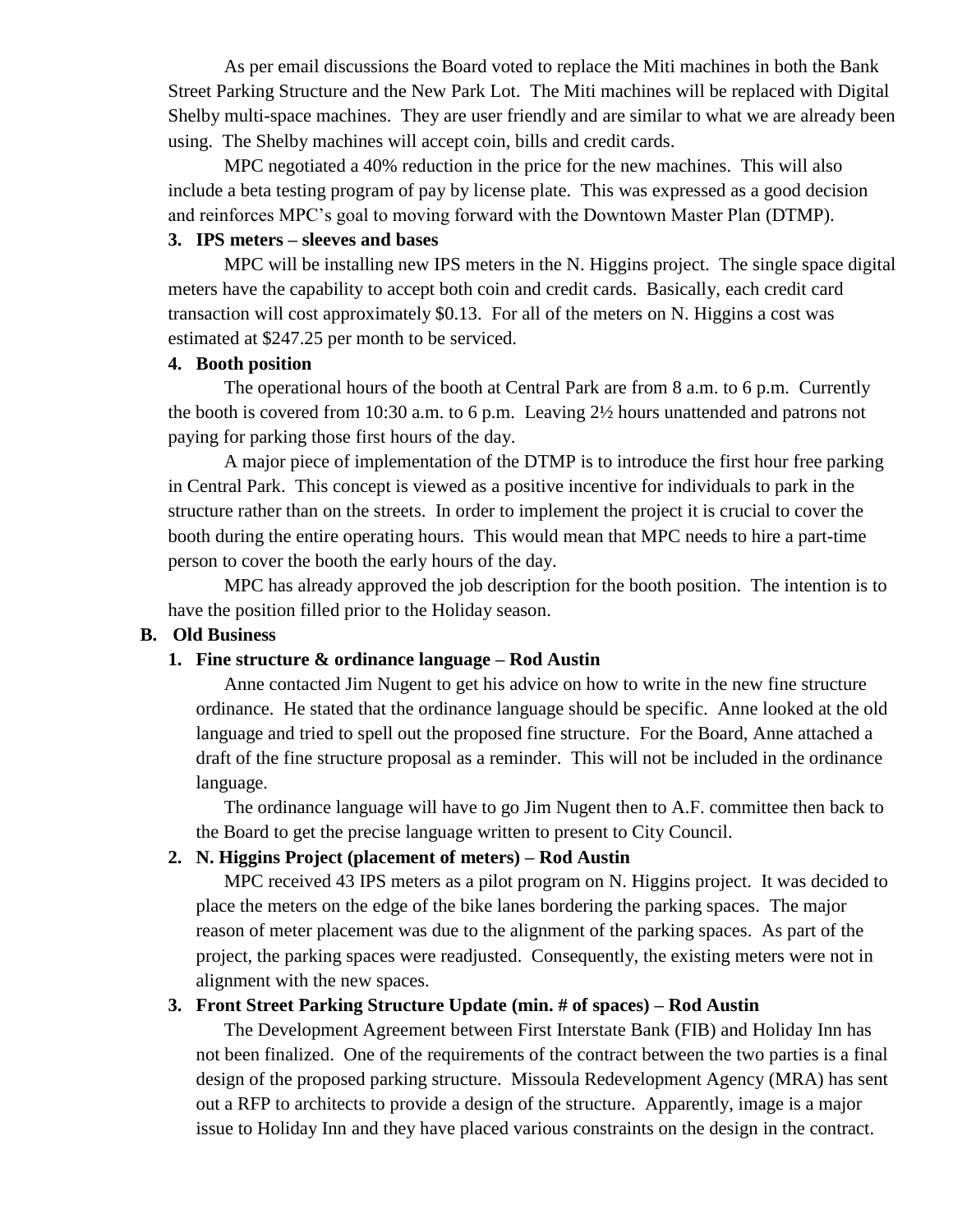As per email discussions the Board voted to replace the Miti machines in both the Bank Street Parking Structure and the New Park Lot. The Miti machines will be replaced with Digital Shelby multi-space machines. They are user friendly and are similar to what we are already been using. The Shelby machines will accept coin, bills and credit cards.

MPC negotiated a 40% reduction in the price for the new machines. This will also include a beta testing program of pay by license plate. This was expressed as a good decision and reinforces MPC's goal to moving forward with the Downtown Master Plan (DTMP).

**3. IPS meters – sleeves and bases**

MPC will be installing new IPS meters in the N. Higgins project. The single space digital meters have the capability to accept both coin and credit cards. Basically, each credit card transaction will cost approximately \$0.13. For all of the meters on N. Higgins a cost was estimated at \$247.25 per month to be serviced.

**4. Booth position**

The operational hours of the booth at Central Park are from 8 a.m. to 6 p.m. Currently the booth is covered from 10:30 a.m. to 6 p.m. Leaving 2½ hours unattended and patrons not paying for parking those first hours of the day.

A major piece of implementation of the DTMP is to introduce the first hour free parking in Central Park. This concept is viewed as a positive incentive for individuals to park in the structure rather than on the streets. In order to implement the project it is crucial to cover the booth during the entire operating hours. This would mean that MPC needs to hire a part-time person to cover the booth the early hours of the day.

MPC has already approved the job description for the booth position. The intention is to have the position filled prior to the Holiday season.

**B. Old Business**

**1. Fine structure & ordinance language – Rod Austin**

Anne contacted Jim Nugent to get his advice on how to write in the new fine structure ordinance. He stated that the ordinance language should be specific. Anne looked at the old language and tried to spell out the proposed fine structure. For the Board, Anne attached a draft of the fine structure proposal as a reminder. This will not be included in the ordinance language.

The ordinance language will have to go Jim Nugent then to A.F. committee then back to the Board to get the precise language written to present to City Council.

**2. N. Higgins Project (placement of meters) – Rod Austin**

MPC received 43 IPS meters as a pilot program on N. Higgins project. It was decided to place the meters on the edge of the bike lanes bordering the parking spaces. The major reason of meter placement was due to the alignment of the parking spaces. As part of the project, the parking spaces were readjusted. Consequently, the existing meters were not in alignment with the new spaces.

**3. Front Street Parking Structure Update (min. # of spaces) – Rod Austin**

The Development Agreement between First Interstate Bank (FIB) and Holiday Inn has not been finalized. One of the requirements of the contract between the two parties is a final design of the proposed parking structure. Missoula Redevelopment Agency (MRA) has sent out a RFP to architects to provide a design of the structure. Apparently, image is a major issue to Holiday Inn and they have placed various constraints on the design in the contract.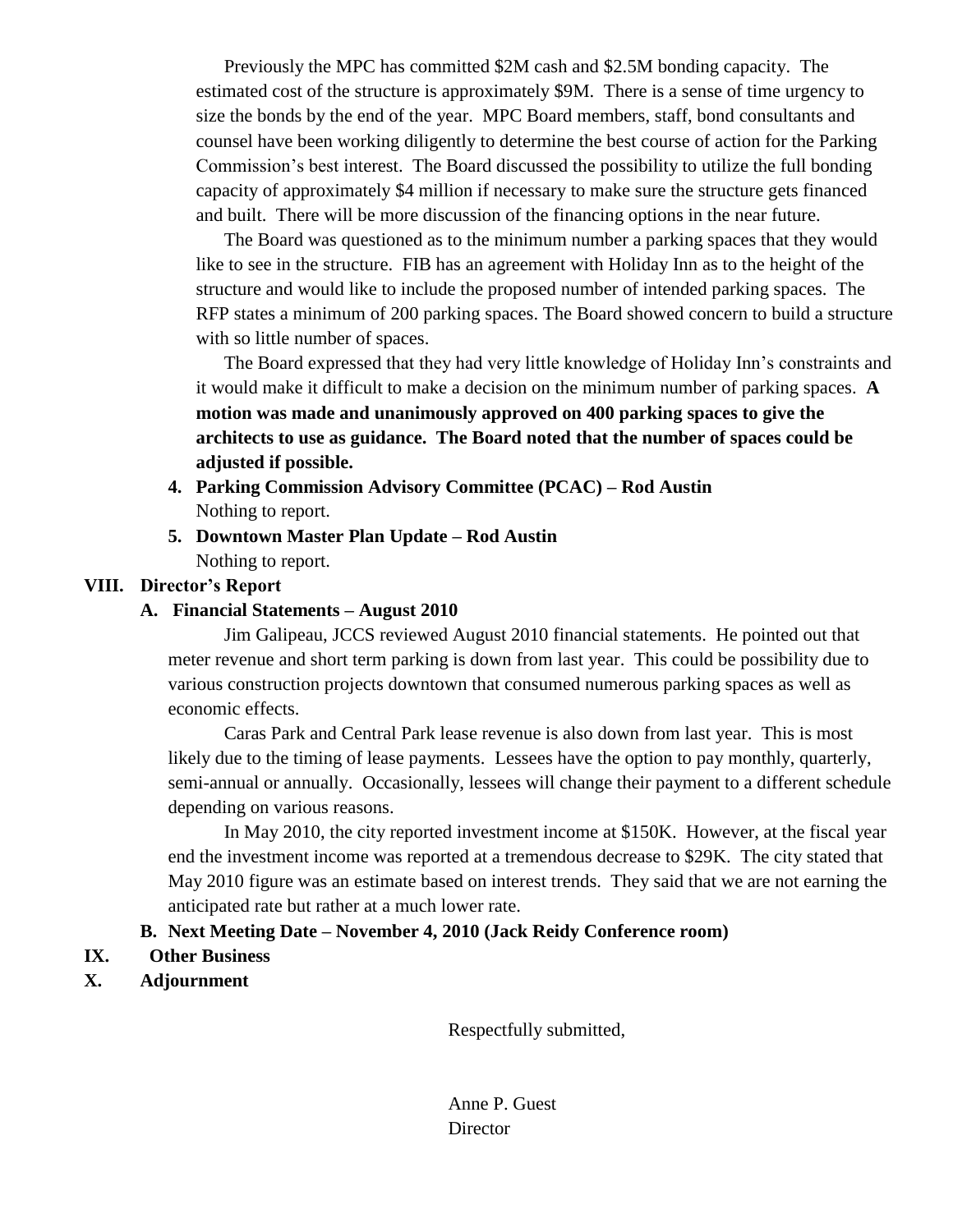Previously the MPC has committed \$2M cash and \$2.5M bonding capacity. The estimated cost of the structure is approximately \$9M. There is a sense of time urgency to size the bonds by the end of the year. MPC Board members, staff, bond consultants and counsel have been working diligently to determine the best course of action for the Parking Commission's best interest. The Board discussed the possibility to utilize the full bonding capacity of approximately \$4 million if necessary to make sure the structure gets financed and built. There will be more discussion of the financing options in the near future.

The Board was questioned as to the minimum number a parking spaces that they would like to see in the structure. FIB has an agreement with Holiday Inn as to the height of the structure and would like to include the proposed number of intended parking spaces. The RFP states a minimum of 200 parking spaces. The Board showed concern to build a structure with so little number of spaces.

The Board expressed that they had very little knowledge of Holiday Inn's constraints and it would make it difficult to make a decision on the minimum number of parking spaces. **A motion was made and unanimously approved on 400 parking spaces to give the architects to use as guidance. The Board noted that the number of spaces could be adjusted if possible.**

4. **Parking Commission Advisory Committee (PCAC) – Rod Austin**
   Nothing to report.
5. **Downtown Master Plan Update – Rod Austin**
   Nothing to report.

## VIII. Director's Report

### A. Financial Statements – August 2010

Jim Galipeau, JCCS reviewed August 2010 financial statements. He pointed out that meter revenue and short term parking is down from last year. This could be possibility due to various construction projects downtown that consumed numerous parking spaces as well as economic effects.

Caras Park and Central Park lease revenue is also down from last year. This is most likely due to the timing of lease payments. Lessees have the option to pay monthly, quarterly, semi-annual or annually. Occasionally, lessees will change their payment to a different schedule depending on various reasons.

In May 2010, the city reported investment income at \$150K. However, at the fiscal year end the investment income was reported at a tremendous decrease to \$29K. The city stated that May 2010 figure was an estimate based on interest trends. They said that we are not earning the anticipated rate but rather at a much lower rate.

### B. Next Meeting Date – November 4, 2010 (Jack Reidy Conference room)

## IX. Other Business

## X. Adjournment

Respectfully submitted,

Anne P. Guest
Director